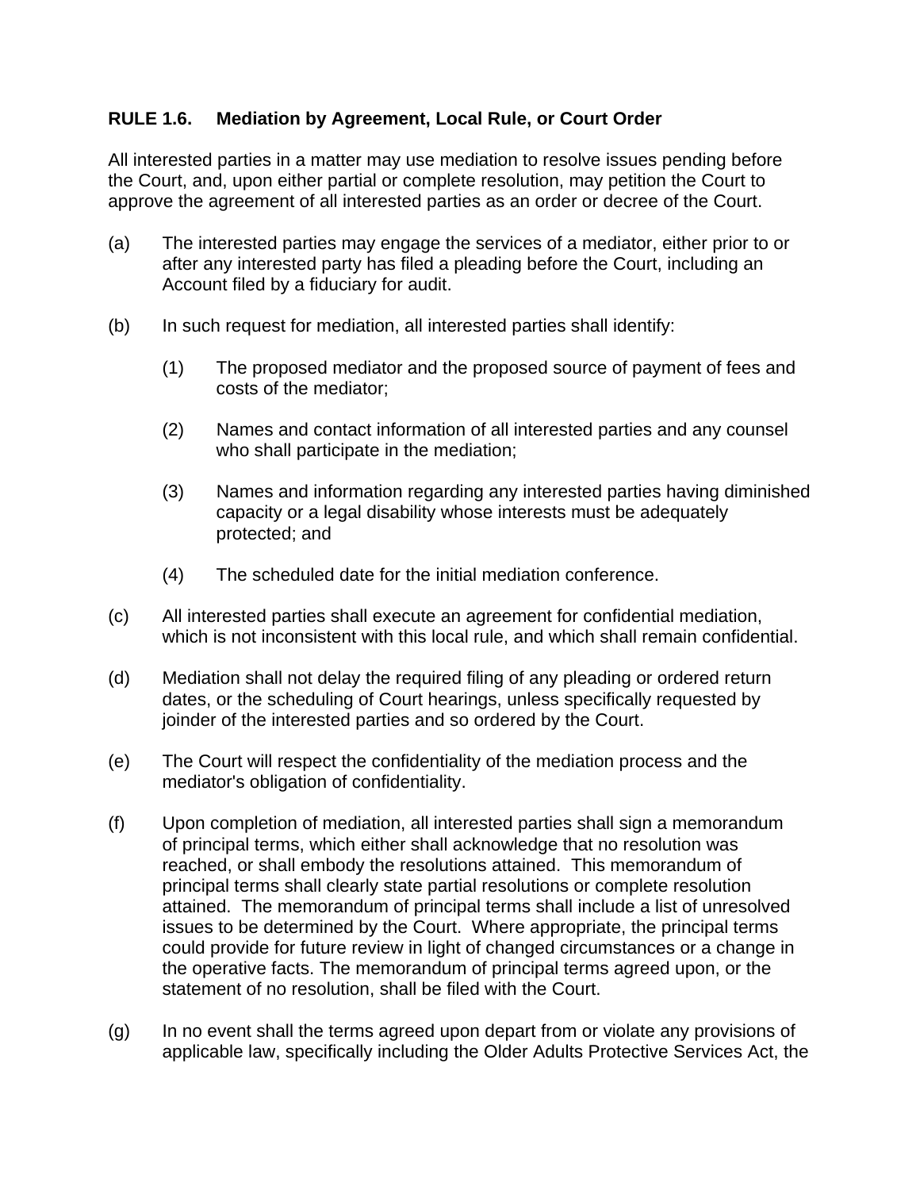**RULE 1.6. Mediation by Agreement, Local Rule, or Court Order**

All interested parties in a matter may use mediation to resolve issues pending before the Court, and, upon either partial or complete resolution, may petition the Court to approve the agreement of all interested parties as an order or decree of the Court.

(a) The interested parties may engage the services of a mediator, either prior to or after any interested party has filed a pleading before the Court, including an Account filed by a fiduciary for audit.

(b) In such request for mediation, all interested parties shall identify:

(1) The proposed mediator and the proposed source of payment of fees and costs of the mediator;

(2) Names and contact information of all interested parties and any counsel who shall participate in the mediation;

(3) Names and information regarding any interested parties having diminished capacity or a legal disability whose interests must be adequately protected; and

(4) The scheduled date for the initial mediation conference.

(c) All interested parties shall execute an agreement for confidential mediation, which is not inconsistent with this local rule, and which shall remain confidential.

(d) Mediation shall not delay the required filing of any pleading or ordered return dates, or the scheduling of Court hearings, unless specifically requested by joinder of the interested parties and so ordered by the Court.

(e) The Court will respect the confidentiality of the mediation process and the mediator's obligation of confidentiality.

(f) Upon completion of mediation, all interested parties shall sign a memorandum of principal terms, which either shall acknowledge that no resolution was reached, or shall embody the resolutions attained. This memorandum of principal terms shall clearly state partial resolutions or complete resolution attained. The memorandum of principal terms shall include a list of unresolved issues to be determined by the Court. Where appropriate, the principal terms could provide for future review in light of changed circumstances or a change in the operative facts. The memorandum of principal terms agreed upon, or the statement of no resolution, shall be filed with the Court.

(g) In no event shall the terms agreed upon depart from or violate any provisions of applicable law, specifically including the Older Adults Protective Services Act, the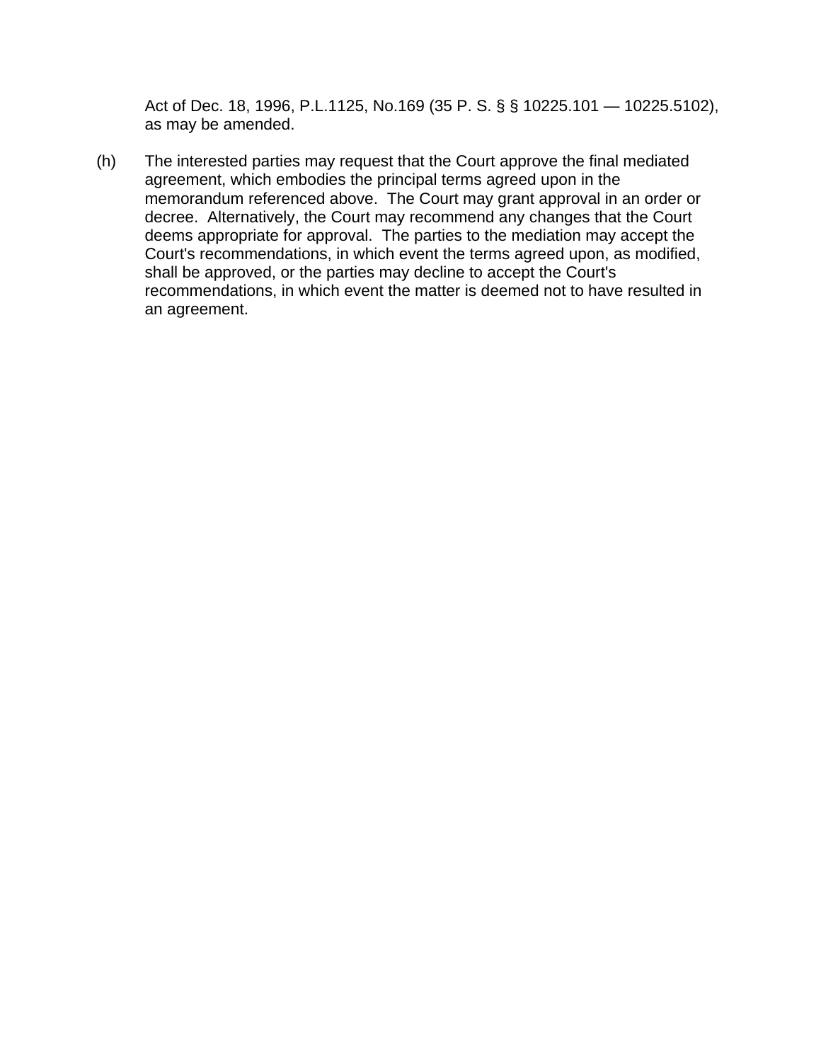Act of Dec. 18, 1996, P.L.1125, No.169 (35 P. S. § § 10225.101 — 10225.5102), as may be amended.

(h) The interested parties may request that the Court approve the final mediated agreement, which embodies the principal terms agreed upon in the memorandum referenced above. The Court may grant approval in an order or decree. Alternatively, the Court may recommend any changes that the Court deems appropriate for approval. The parties to the mediation may accept the Court's recommendations, in which event the terms agreed upon, as modified, shall be approved, or the parties may decline to accept the Court's recommendations, in which event the matter is deemed not to have resulted in an agreement.